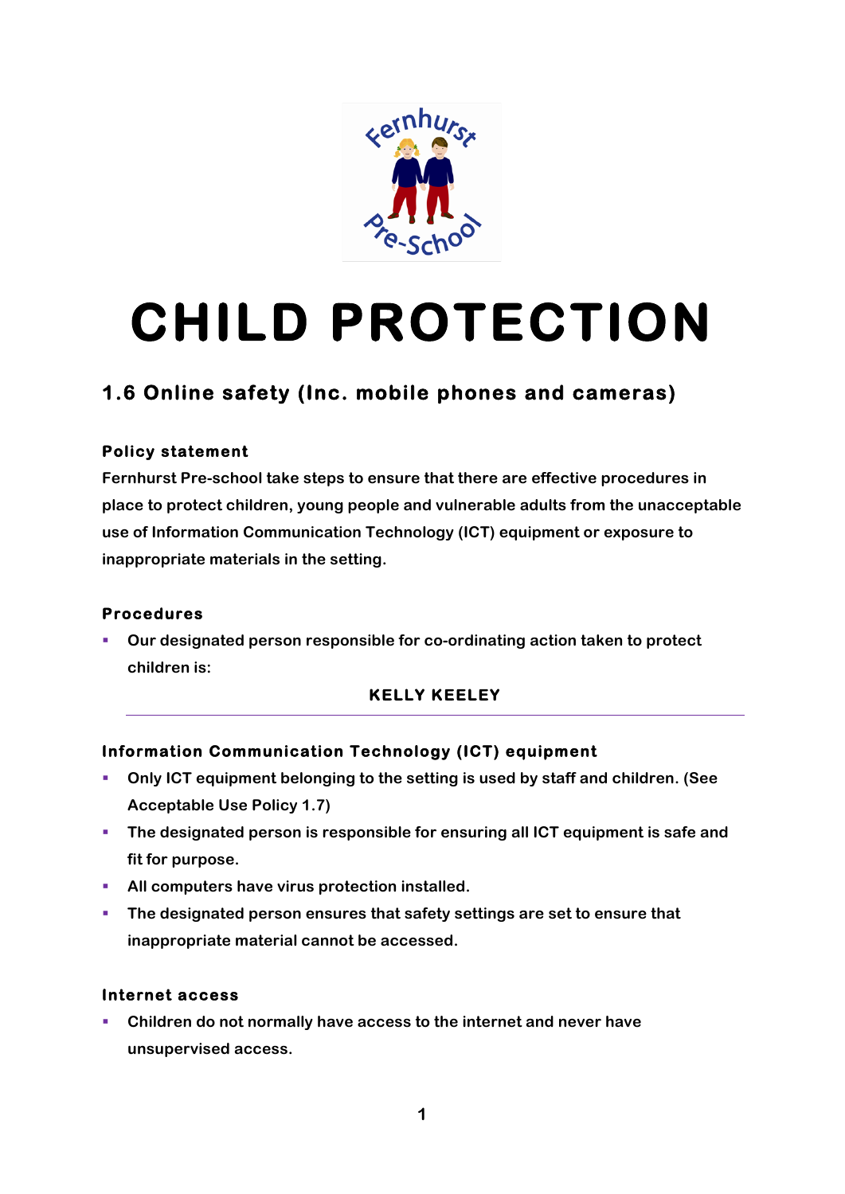# CHILD PROTECTION

## 1.6 Online safety (Inc. mobile phones and cameras)

### Policy statement

Fernhurst Pre-school take steps to ensure that there are effective procedures in place to protect children, young people and vulnerable adults from the unacceptable use of Information Communication Technology (ICT) equipment or exposure to inappropriate materials in the setting.

### Procedures

- Our designated person responsible for co-ordinating action taken to protect children is:

  **KELLY KEELEY**

### Information Communication Technology (ICT) equipment

- Only ICT equipment belonging to the setting is used by staff and children. (See Acceptable Use Policy 1.7)
- The designated person is responsible for ensuring all ICT equipment is safe and fit for purpose.
- All computers have virus protection installed.
- The designated person ensures that safety settings are set to ensure that inappropriate material cannot be accessed.

### Internet access

- Children do not normally have access to the internet and never have unsupervised access.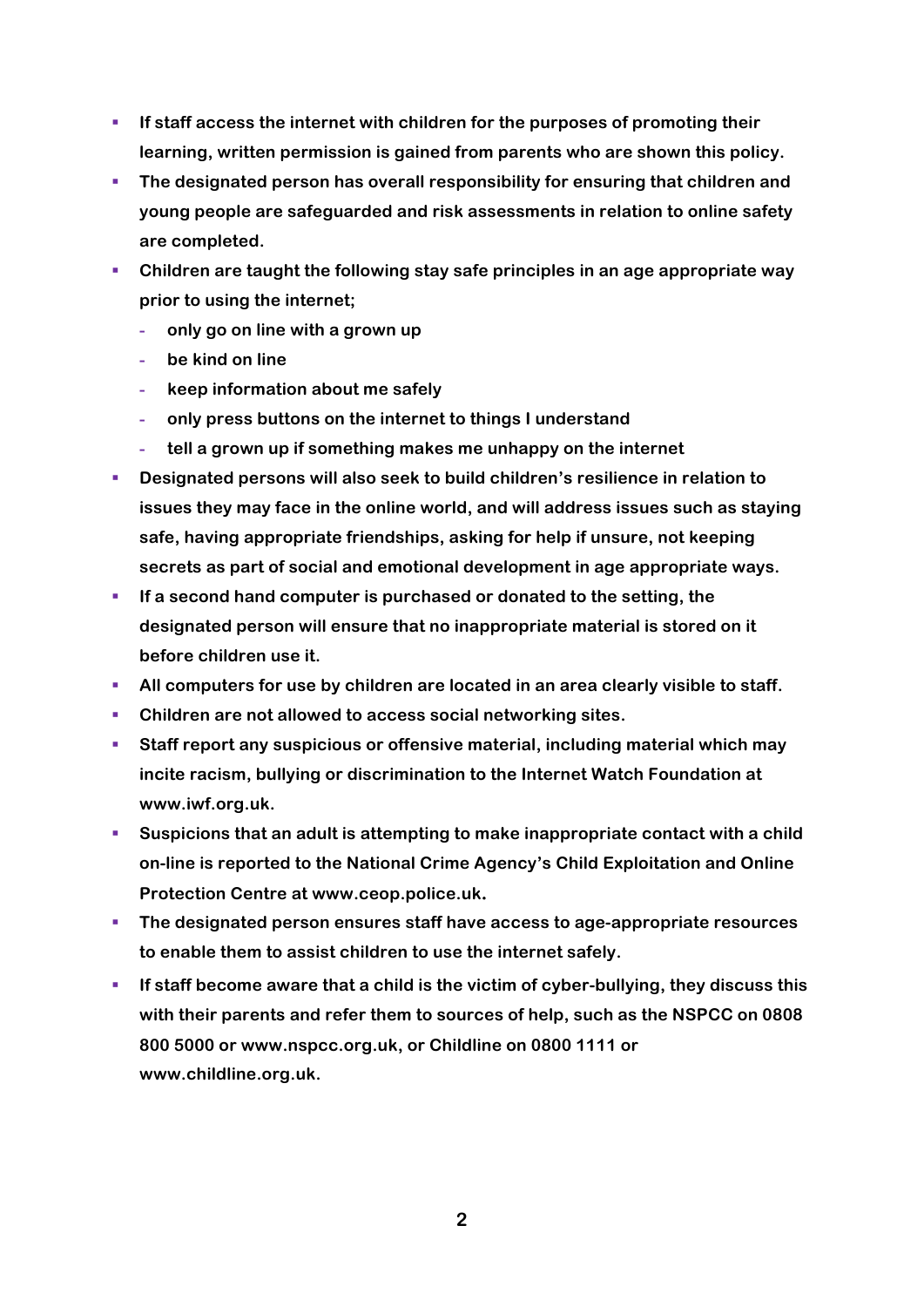- **If staff access the internet with children for the purposes of promoting their learning, written permission is gained from parents who are shown this policy.**
- **The designated person has overall responsibility for ensuring that children and young people are safeguarded and risk assessments in relation to online safety are completed.**
- **Children are taught the following stay safe principles in an age appropriate way prior to using the internet;**
  - **only go on line with a grown up**
  - **be kind on line**
  - **keep information about me safely**
  - **only press buttons on the internet to things I understand**
  - **tell a grown up if something makes me unhappy on the internet**
- **Designated persons will also seek to build children's resilience in relation to issues they may face in the online world, and will address issues such as staying safe, having appropriate friendships, asking for help if unsure, not keeping secrets as part of social and emotional development in age appropriate ways.**
- **If a second hand computer is purchased or donated to the setting, the designated person will ensure that no inappropriate material is stored on it before children use it.**
- **All computers for use by children are located in an area clearly visible to staff.**
- **Children are not allowed to access social networking sites.**
- **Staff report any suspicious or offensive material, including material which may incite racism, bullying or discrimination to the Internet Watch Foundation at www.iwf.org.uk.**
- **Suspicions that an adult is attempting to make inappropriate contact with a child on-line is reported to the National Crime Agency's Child Exploitation and Online Protection Centre at www.ceop.police.uk.**
- **The designated person ensures staff have access to age-appropriate resources to enable them to assist children to use the internet safely.**
- **If staff become aware that a child is the victim of cyber-bullying, they discuss this with their parents and refer them to sources of help, such as the NSPCC on 0808 800 5000 or www.nspcc.org.uk, or Childline on 0800 1111 or www.childline.org.uk.**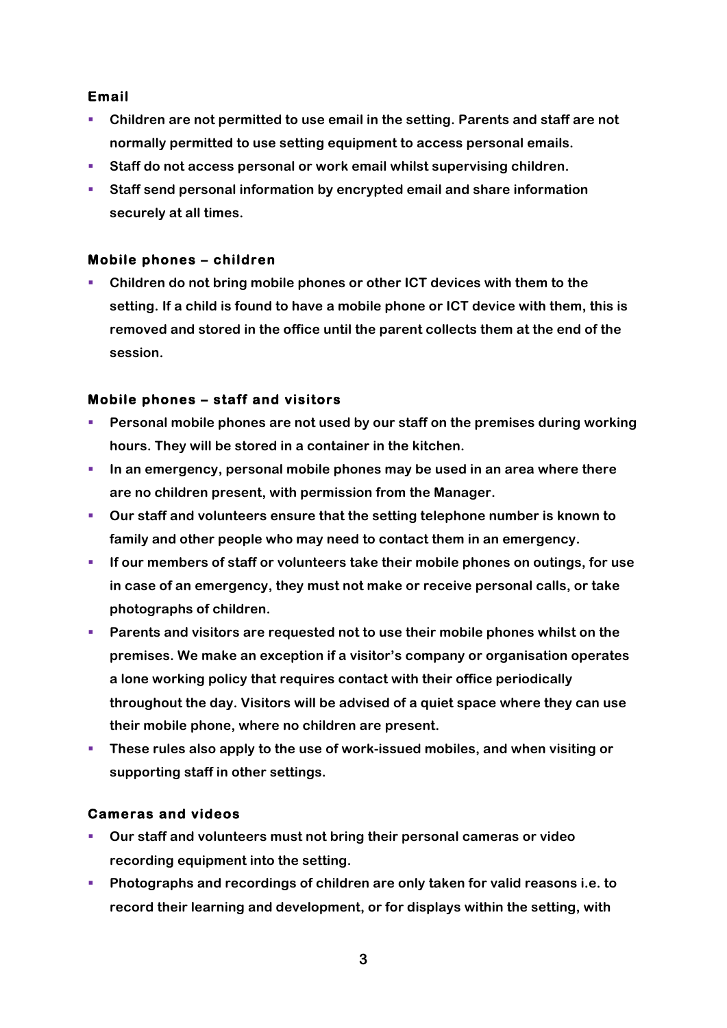### Email

- Children are not permitted to use email in the setting. Parents and staff are not normally permitted to use setting equipment to access personal emails.
- Staff do not access personal or work email whilst supervising children.
- Staff send personal information by encrypted email and share information securely at all times.

### Mobile phones – children

- Children do not bring mobile phones or other ICT devices with them to the setting. If a child is found to have a mobile phone or ICT device with them, this is removed and stored in the office until the parent collects them at the end of the session.

### Mobile phones – staff and visitors

- Personal mobile phones are not used by our staff on the premises during working hours. They will be stored in a container in the kitchen.
- In an emergency, personal mobile phones may be used in an area where there are no children present, with permission from the Manager.
- Our staff and volunteers ensure that the setting telephone number is known to family and other people who may need to contact them in an emergency.
- If our members of staff or volunteers take their mobile phones on outings, for use in case of an emergency, they must not make or receive personal calls, or take photographs of children.
- Parents and visitors are requested not to use their mobile phones whilst on the premises. We make an exception if a visitor's company or organisation operates a lone working policy that requires contact with their office periodically throughout the day. Visitors will be advised of a quiet space where they can use their mobile phone, where no children are present.
- These rules also apply to the use of work-issued mobiles, and when visiting or supporting staff in other settings.

### Cameras and videos

- Our staff and volunteers must not bring their personal cameras or video recording equipment into the setting.
- Photographs and recordings of children are only taken for valid reasons i.e. to record their learning and development, or for displays within the setting, with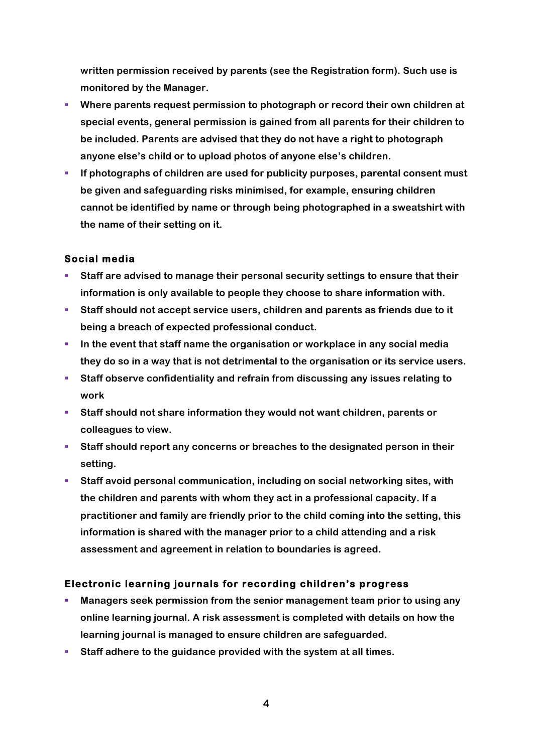written permission received by parents (see the Registration form). Such use is monitored by the Manager.

- Where parents request permission to photograph or record their own children at special events, general permission is gained from all parents for their children to be included. Parents are advised that they do not have a right to photograph anyone else's child or to upload photos of anyone else's children.
- If photographs of children are used for publicity purposes, parental consent must be given and safeguarding risks minimised, for example, ensuring children cannot be identified by name or through being photographed in a sweatshirt with the name of their setting on it.

### Social media

- Staff are advised to manage their personal security settings to ensure that their information is only available to people they choose to share information with.
- Staff should not accept service users, children and parents as friends due to it being a breach of expected professional conduct.
- In the event that staff name the organisation or workplace in any social media they do so in a way that is not detrimental to the organisation or its service users.
- Staff observe confidentiality and refrain from discussing any issues relating to work
- Staff should not share information they would not want children, parents or colleagues to view.
- Staff should report any concerns or breaches to the designated person in their setting.
- Staff avoid personal communication, including on social networking sites, with the children and parents with whom they act in a professional capacity. If a practitioner and family are friendly prior to the child coming into the setting, this information is shared with the manager prior to a child attending and a risk assessment and agreement in relation to boundaries is agreed.

### Electronic learning journals for recording children's progress

- Managers seek permission from the senior management team prior to using any online learning journal. A risk assessment is completed with details on how the learning journal is managed to ensure children are safeguarded.
- Staff adhere to the guidance provided with the system at all times.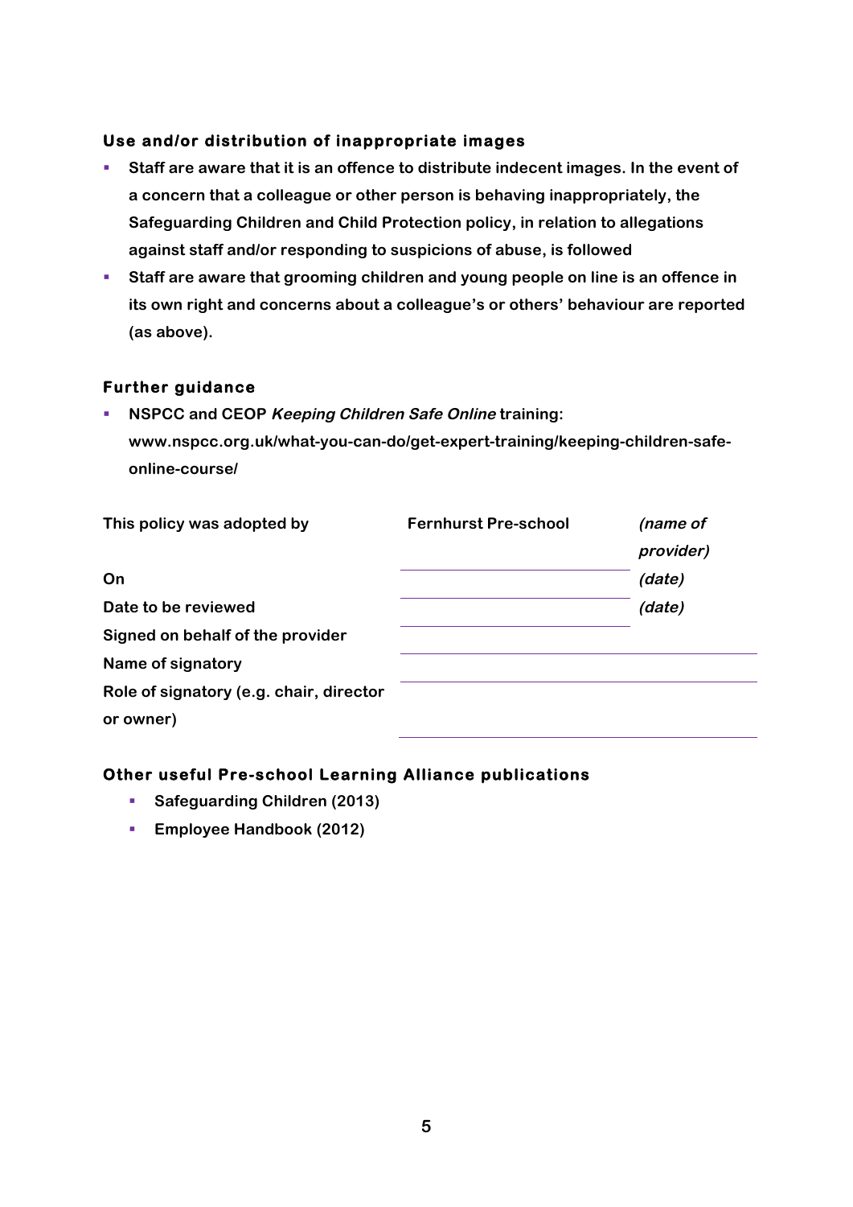### Use and/or distribution of inappropriate images

- Staff are aware that it is an offence to distribute indecent images. In the event of a concern that a colleague or other person is behaving inappropriately, the Safeguarding Children and Child Protection policy, in relation to allegations against staff and/or responding to suspicions of abuse, is followed
- Staff are aware that grooming children and young people on line is an offence in its own right and concerns about a colleague's or others' behaviour are reported (as above).

### Further guidance

- NSPCC and CEOP *Keeping Children Safe Online* training: www.nspcc.org.uk/what-you-can-do/get-expert-training/keeping-children-safe-online-course/

| | | |
|---|---|---|
| This policy was adopted by | Fernhurst Pre-school | *(name of provider)* |
| On | | *(date)* |
| Date to be reviewed | | *(date)* |
| Signed on behalf of the provider | | |
| Name of signatory | | |
| Role of signatory (e.g. chair, director or owner) | | |

### Other useful Pre-school Learning Alliance publications

- Safeguarding Children (2013)
- Employee Handbook (2012)